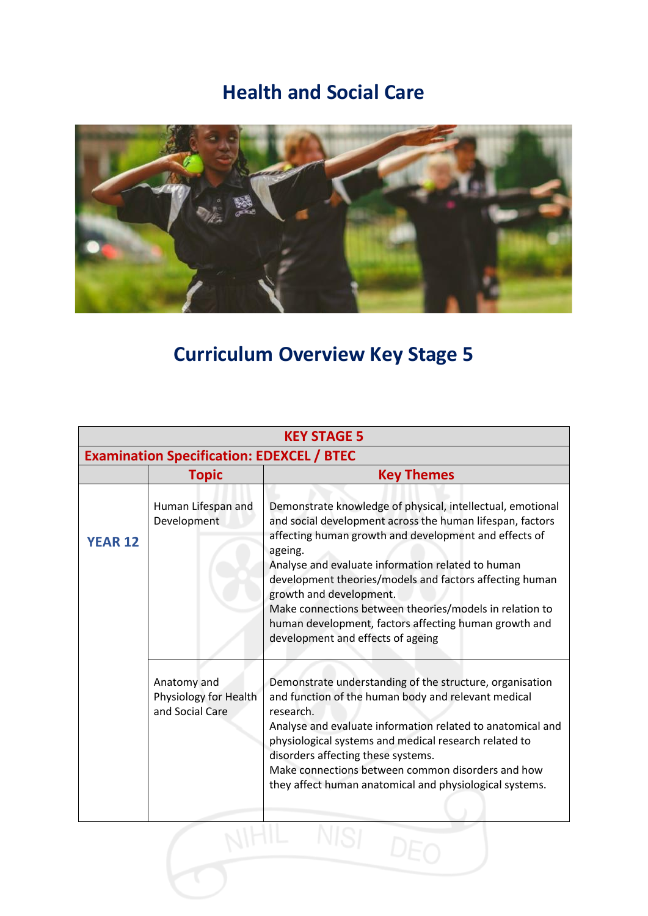# Health and Social Care

## Curriculum Overview Key Stage 5

| KEY STAGE 5 | | |
|---|---|---|
| **Examination Specification: EDEXCEL / BTEC** | | |
| | **Topic** | **Key Themes** |
| **YEAR 12** | Human Lifespan and Development | Demonstrate knowledge of physical, intellectual, emotional and social development across the human lifespan, factors affecting human growth and development and effects of ageing.<br>Analyse and evaluate information related to human development theories/models and factors affecting human growth and development.<br>Make connections between theories/models in relation to human development, factors affecting human growth and development and effects of ageing |
| | Anatomy and Physiology for Health and Social Care | Demonstrate understanding of the structure, organisation and function of the human body and relevant medical research.<br>Analyse and evaluate information related to anatomical and physiological systems and medical research related to disorders affecting these systems.<br>Make connections between common disorders and how they affect human anatomical and physiological systems. |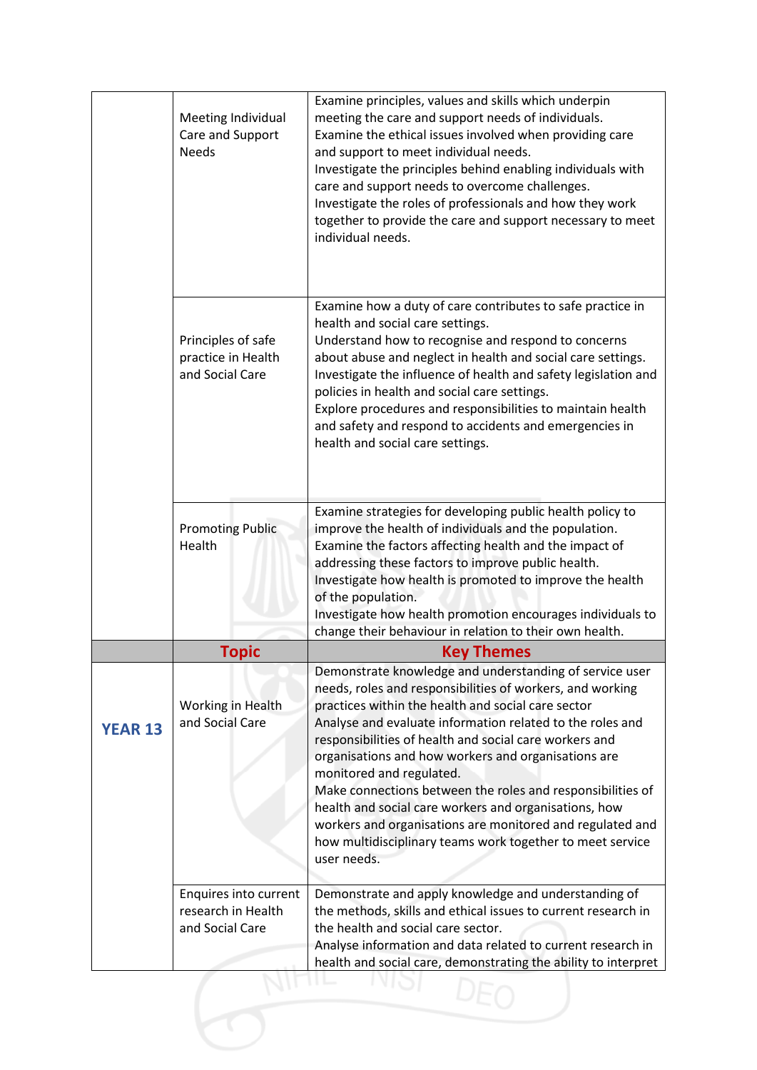| | | |
|---|---|---|
| | Meeting Individual Care and Support Needs | Examine principles, values and skills which underpin meeting the care and support needs of individuals.<br>Examine the ethical issues involved when providing care and support to meet individual needs.<br>Investigate the principles behind enabling individuals with care and support needs to overcome challenges.<br>Investigate the roles of professionals and how they work together to provide the care and support necessary to meet individual needs. |
| | Principles of safe practice in Health and Social Care | Examine how a duty of care contributes to safe practice in health and social care settings.<br>Understand how to recognise and respond to concerns about abuse and neglect in health and social care settings.<br>Investigate the influence of health and safety legislation and policies in health and social care settings.<br>Explore procedures and responsibilities to maintain health and safety and respond to accidents and emergencies in health and social care settings. |
| | Promoting Public Health | Examine strategies for developing public health policy to improve the health of individuals and the population.<br>Examine the factors affecting health and the impact of addressing these factors to improve public health.<br>Investigate how health is promoted to improve the health of the population.<br>Investigate how health promotion encourages individuals to change their behaviour in relation to their own health. |
| | **Topic** | **Key Themes** |
| **YEAR 13** | Working in Health and Social Care | Demonstrate knowledge and understanding of service user needs, roles and responsibilities of workers, and working practices within the health and social care sector<br>Analyse and evaluate information related to the roles and responsibilities of health and social care workers and organisations and how workers and organisations are monitored and regulated.<br>Make connections between the roles and responsibilities of health and social care workers and organisations, how workers and organisations are monitored and regulated and how multidisciplinary teams work together to meet service user needs. |
| | Enquires into current research in Health and Social Care | Demonstrate and apply knowledge and understanding of the methods, skills and ethical issues to current research in the health and social care sector.<br>Analyse information and data related to current research in health and social care, demonstrating the ability to interpret |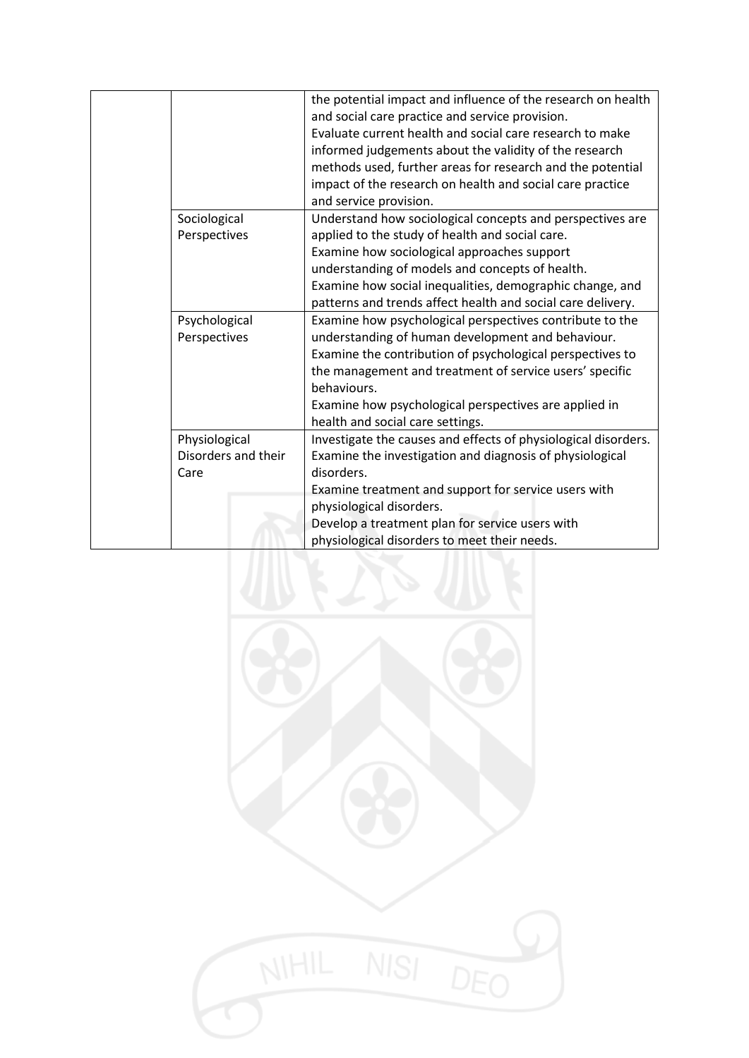| | | |
|---|---|---|
| | | the potential impact and influence of the research on health and social care practice and service provision.<br>Evaluate current health and social care research to make informed judgements about the validity of the research methods used, further areas for research and the potential impact of the research on health and social care practice and service provision. |
| | Sociological Perspectives | Understand how sociological concepts and perspectives are applied to the study of health and social care.<br>Examine how sociological approaches support understanding of models and concepts of health.<br>Examine how social inequalities, demographic change, and patterns and trends affect health and social care delivery. |
| | Psychological Perspectives | Examine how psychological perspectives contribute to the understanding of human development and behaviour.<br>Examine the contribution of psychological perspectives to the management and treatment of service users' specific behaviours.<br>Examine how psychological perspectives are applied in health and social care settings. |
| | Physiological Disorders and their Care | Investigate the causes and effects of physiological disorders.<br>Examine the investigation and diagnosis of physiological disorders.<br>Examine treatment and support for service users with physiological disorders.<br>Develop a treatment plan for service users with physiological disorders to meet their needs. |